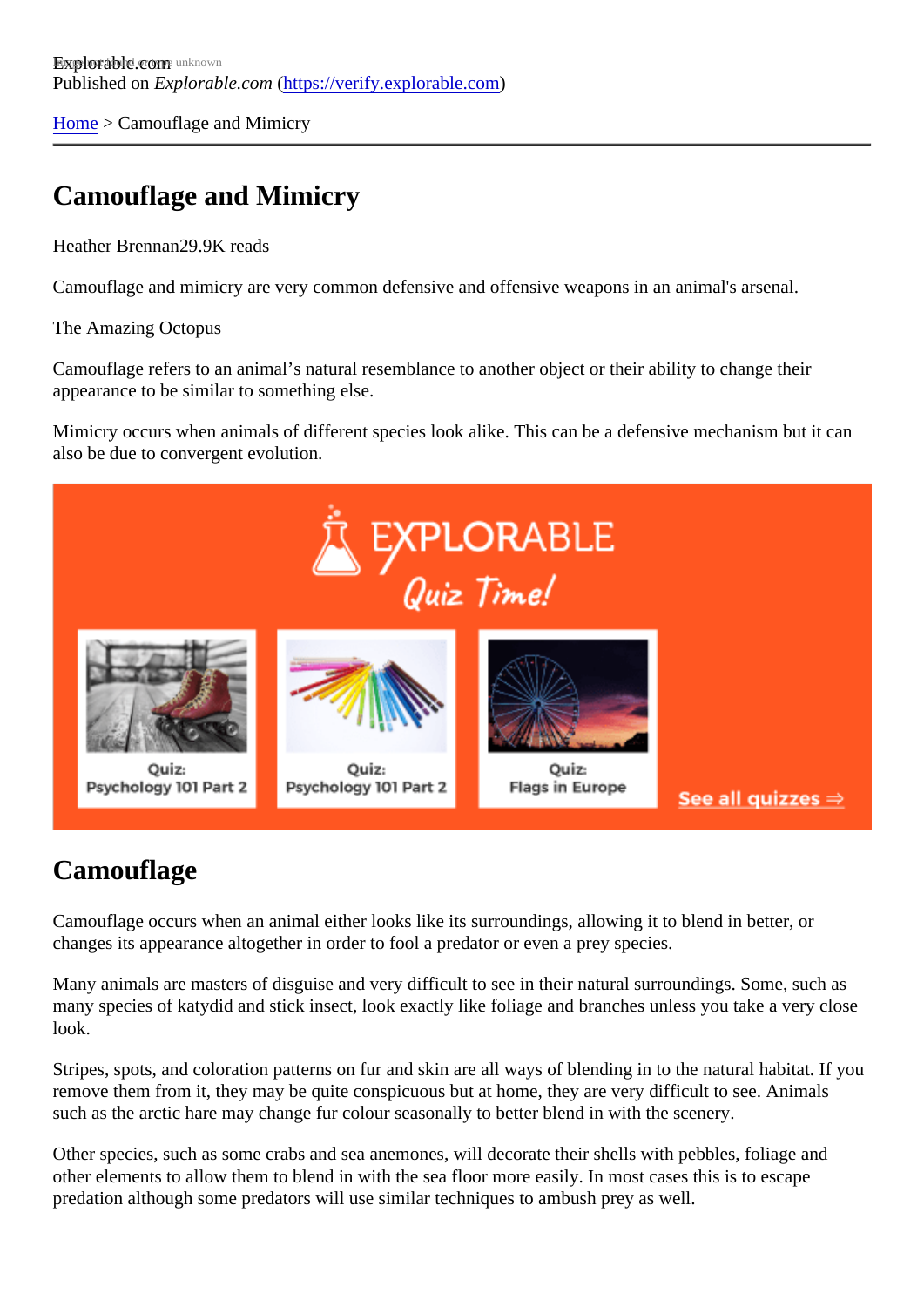Explorable.com
Published on *Explorable.com* (https://verify.explorable.com)

Home > Camouflage and Mimicry

# Camouflage and Mimicry

Heather Brennan29.9K reads

Camouflage and mimicry are very common defensive and offensive weapons in an animal's arsenal.

The Amazing Octopus

Camouflage refers to an animal's natural resemblance to another object or their ability to change their appearance to be similar to something else.

Mimicry occurs when animals of different species look alike. This can be a defensive mechanism but it can also be due to convergent evolution.

## Camouflage

Camouflage occurs when an animal either looks like its surroundings, allowing it to blend in better, or changes its appearance altogether in order to fool a predator or even a prey species.

Many animals are masters of disguise and very difficult to see in their natural surroundings. Some, such as many species of katydid and stick insect, look exactly like foliage and branches unless you take a very close look.

Stripes, spots, and coloration patterns on fur and skin are all ways of blending in to the natural habitat. If you remove them from it, they may be quite conspicuous but at home, they are very difficult to see. Animals such as the arctic hare may change fur colour seasonally to better blend in with the scenery.

Other species, such as some crabs and sea anemones, will decorate their shells with pebbles, foliage and other elements to allow them to blend in with the sea floor more easily. In most cases this is to escape predation although some predators will use similar techniques to ambush prey as well.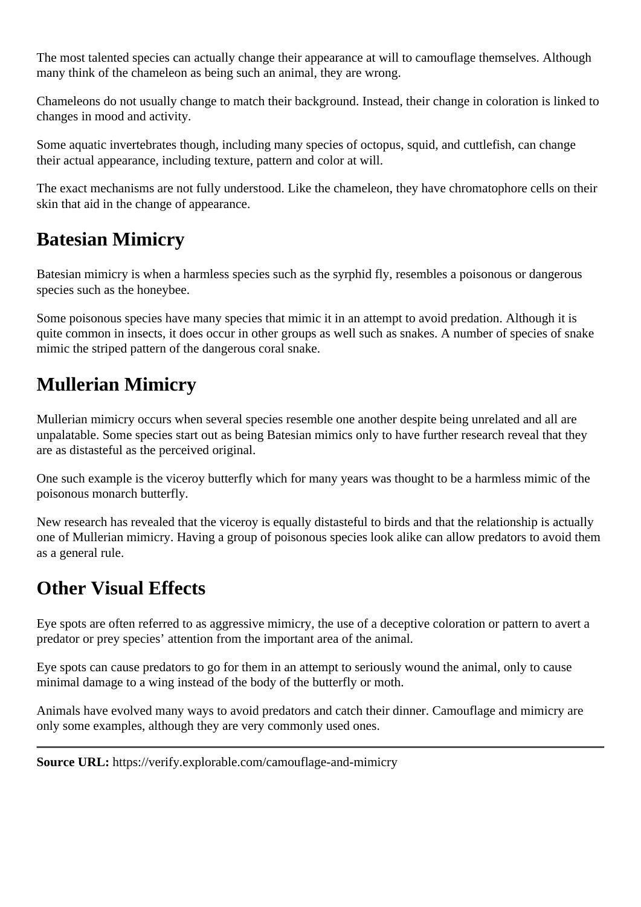The most talented species can actually change their appearance at will to camouflage themselves. Although many think of the chameleon as being such an animal, they are wrong.

Chameleons do not usually change to match their background. Instead, their change in coloration is linked to changes in mood and activity.

Some aquatic invertebrates though, including many species of octopus, squid, and cuttlefish, can change their actual appearance, including texture, pattern and color at will.

The exact mechanisms are not fully understood. Like the chameleon, they have chromatophore cells on their skin that aid in the change of appearance.

## Batesian Mimicry

Batesian mimicry is when a harmless species such as the syrphid fly, resembles a poisonous or dangerous species such as the honeybee.

Some poisonous species have many species that mimic it in an attempt to avoid predation. Although it is quite common in insects, it does occur in other groups as well such as snakes. A number of species of snake mimic the striped pattern of the dangerous coral snake.

## Mullerian Mimicry

Mullerian mimicry occurs when several species resemble one another despite being unrelated and all are unpalatable. Some species start out as being Batesian mimics only to have further research reveal that they are as distasteful as the perceived original.

One such example is the viceroy butterfly which for many years was thought to be a harmless mimic of the poisonous monarch butterfly.

New research has revealed that the viceroy is equally distasteful to birds and that the relationship is actually one of Mullerian mimicry. Having a group of poisonous species look alike can allow predators to avoid them as a general rule.

## Other Visual Effects

Eye spots are often referred to as aggressive mimicry, the use of a deceptive coloration or pattern to avert a predator or prey species' attention from the important area of the animal.

Eye spots can cause predators to go for them in an attempt to seriously wound the animal, only to cause minimal damage to a wing instead of the body of the butterfly or moth.

Animals have evolved many ways to avoid predators and catch their dinner. Camouflage and mimicry are only some examples, although they are very commonly used ones.

---

**Source URL:** https://verify.explorable.com/camouflage-and-mimicry